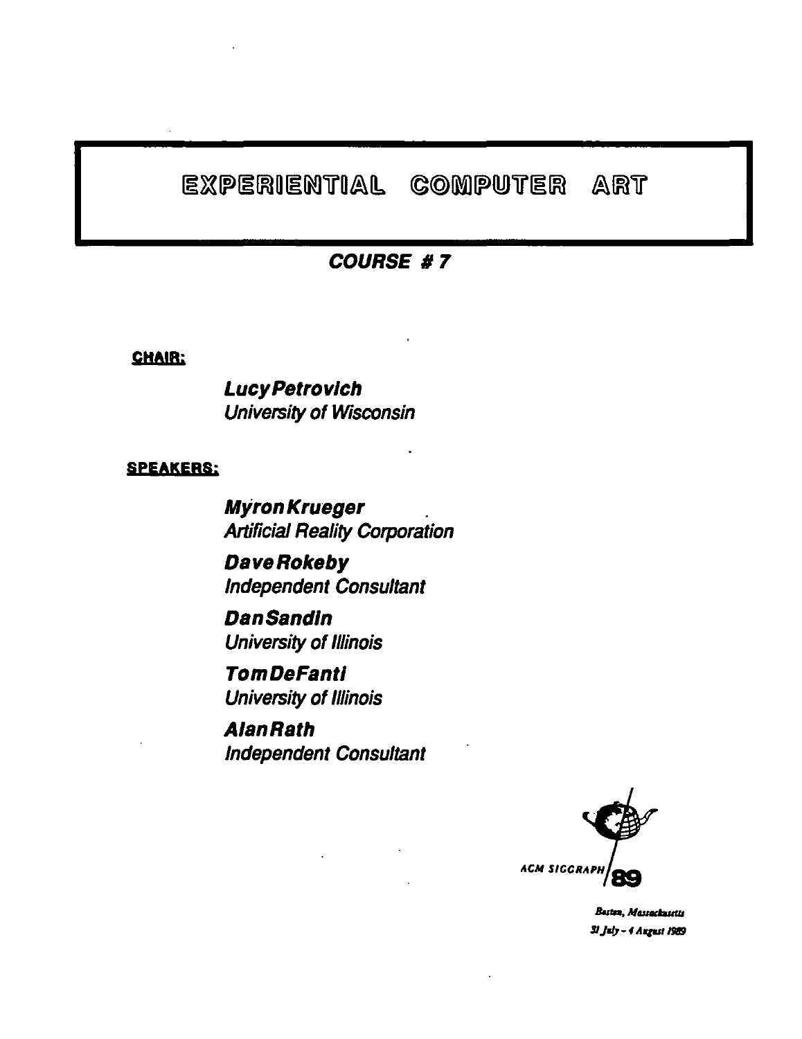# EXPERIENTIAL COMPUTER ART

## COURSE # 7

**CHAIR:**

***Lucy Petrovich***
*University of Wisconsin*

**SPEAKERS:**

***Myron Krueger***
*Artificial Reality Corporation*

***Dave Rokeby***
*Independent Consultant*

***Dan Sandin***
*University of Illinois*

***Tom DeFanti***
*University of Illinois*

***Alan Rath***
*Independent Consultant*

ACM SIGGRAPH 89

*Boston, Massachusetts*
*31 July - 4 August 1989*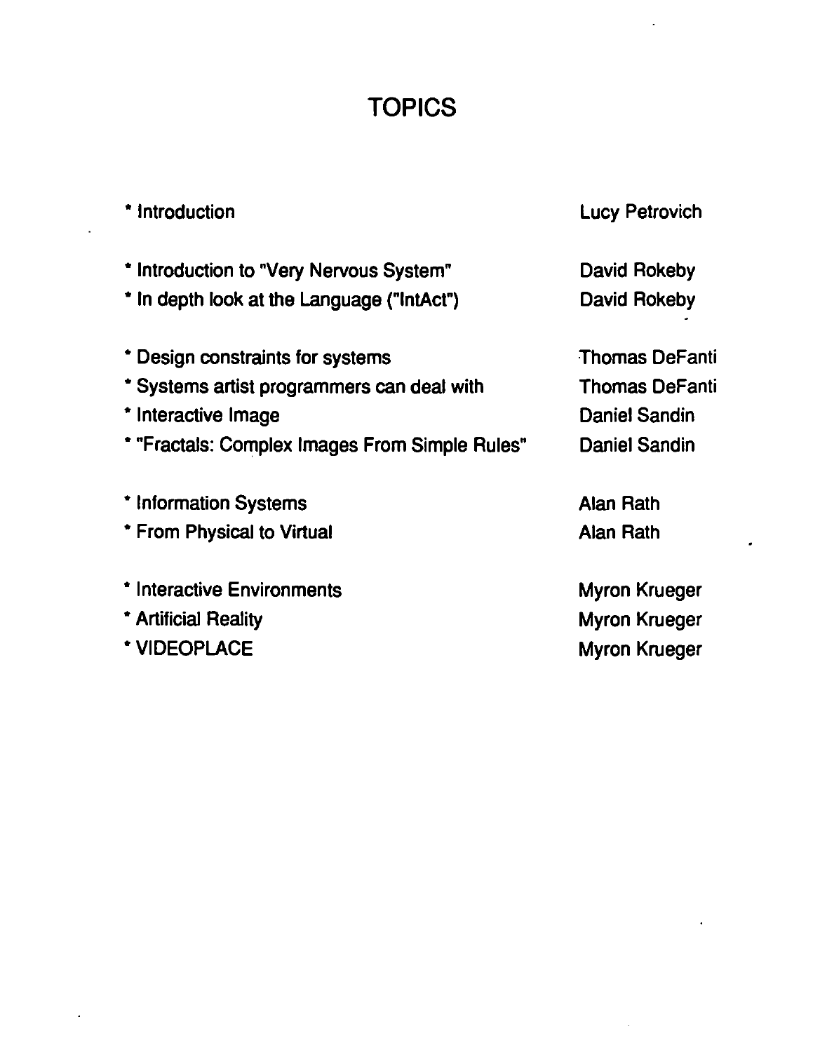# TOPICS

| Topic | Speaker |
| --- | --- |
| * Introduction | Lucy Petrovich |
| * Introduction to "Very Nervous System" | David Rokeby |
| * In depth look at the Language ("IntAct") | David Rokeby |
| * Design constraints for systems | Thomas DeFanti |
| * Systems artist programmers can deal with | Thomas DeFanti |
| * Interactive Image | Daniel Sandin |
| * "Fractals: Complex Images From Simple Rules" | Daniel Sandin |
| * Information Systems | Alan Rath |
| * From Physical to Virtual | Alan Rath |
| * Interactive Environments | Myron Krueger |
| * Artificial Reality | Myron Krueger |
| * VIDEOPLACE | Myron Krueger |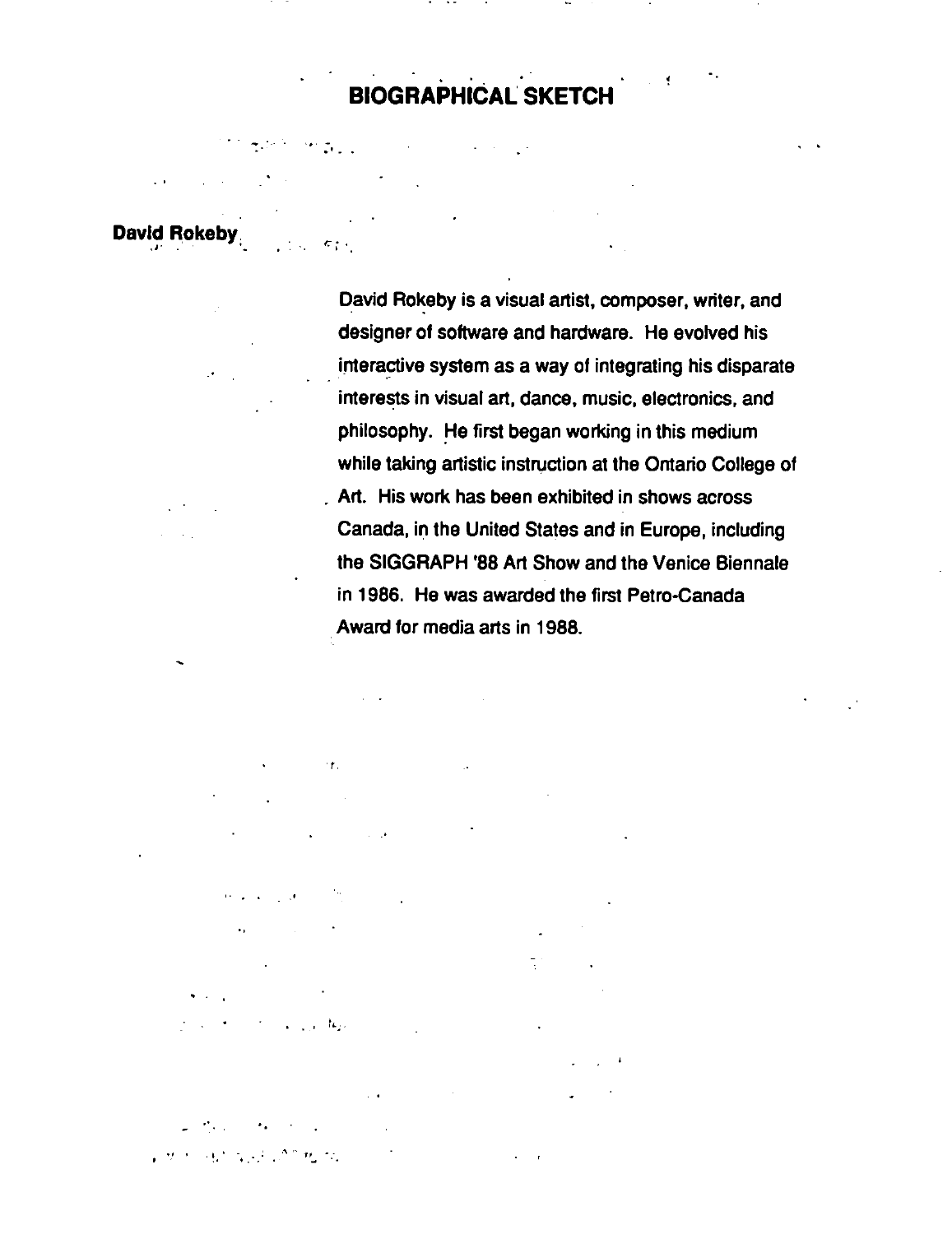# BIOGRAPHICAL SKETCH

**David Rokeby**

David Rokeby is a visual artist, composer, writer, and designer of software and hardware. He evolved his interactive system as a way of integrating his disparate interests in visual art, dance, music, electronics, and philosophy. He first began working in this medium while taking artistic instruction at the Ontario College of Art. His work has been exhibited in shows across Canada, in the United States and in Europe, including the SIGGRAPH '88 Art Show and the Venice Biennale in 1986. He was awarded the first Petro-Canada Award for media arts in 1988.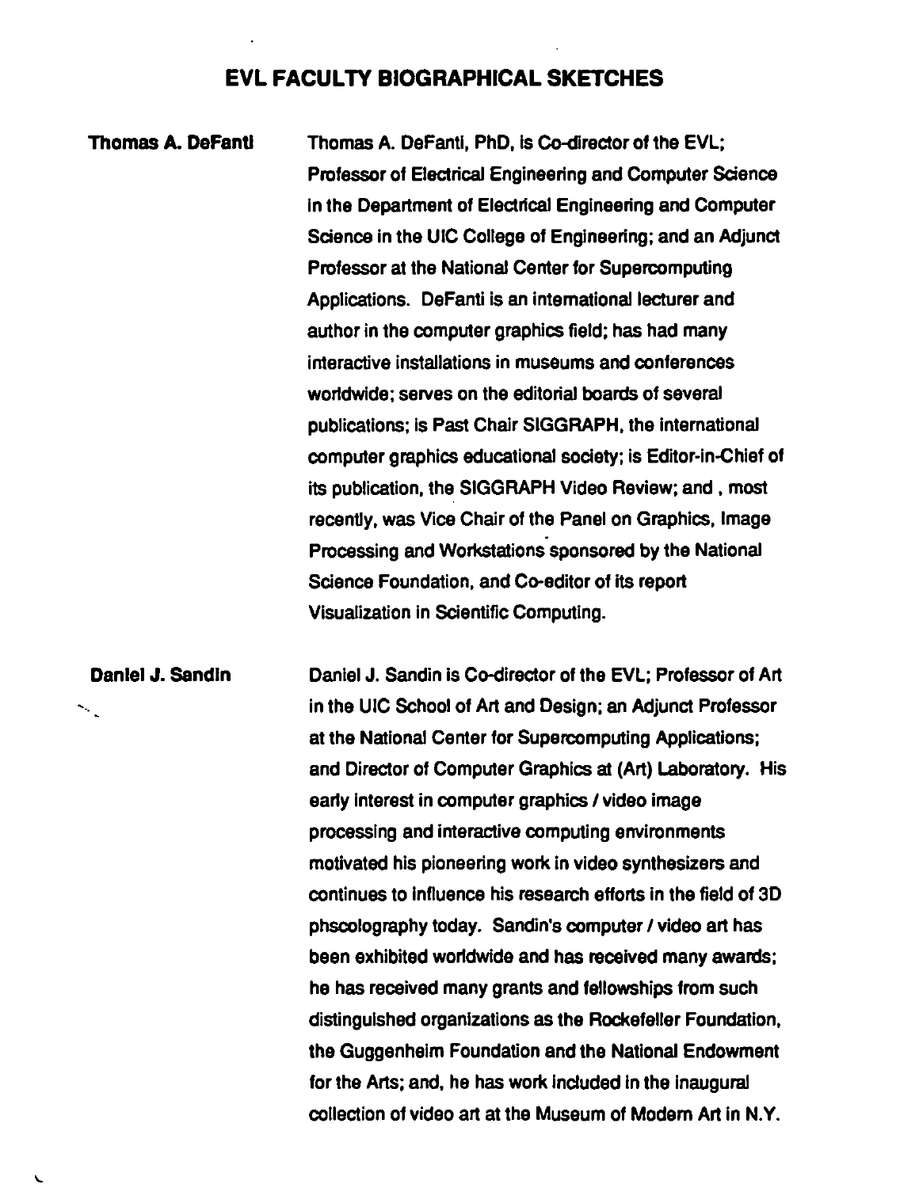# EVL FACULTY BIOGRAPHICAL SKETCHES

**Thomas A. DeFanti**

Thomas A. DeFanti, PhD, is Co-director of the EVL; Professor of Electrical Engineering and Computer Science in the Department of Electrical Engineering and Computer Science in the UIC College of Engineering; and an Adjunct Professor at the National Center for Supercomputing Applications. DeFanti is an international lecturer and author in the computer graphics field; has had many interactive installations in museums and conferences worldwide; serves on the editorial boards of several publications; is Past Chair SIGGRAPH, the international computer graphics educational society; is Editor-in-Chief of its publication, the SIGGRAPH Video Review; and , most recently, was Vice Chair of the Panel on Graphics, Image Processing and Workstations sponsored by the National Science Foundation, and Co-editor of its report Visualization in Scientific Computing.

**Daniel J. Sandin**

Daniel J. Sandin is Co-director of the EVL; Professor of Art in the UIC School of Art and Design; an Adjunct Professor at the National Center for Supercomputing Applications; and Director of Computer Graphics at (Art) Laboratory. His early interest in computer graphics / video image processing and interactive computing environments motivated his pioneering work in video synthesizers and continues to influence his research efforts in the field of 3D phscolography today. Sandin's computer / video art has been exhibited worldwide and has received many awards; he has received many grants and fellowships from such distinguished organizations as the Rockefeller Foundation, the Guggenheim Foundation and the National Endowment for the Arts; and, he has work included in the inaugural collection of video art at the Museum of Modern Art in N.Y.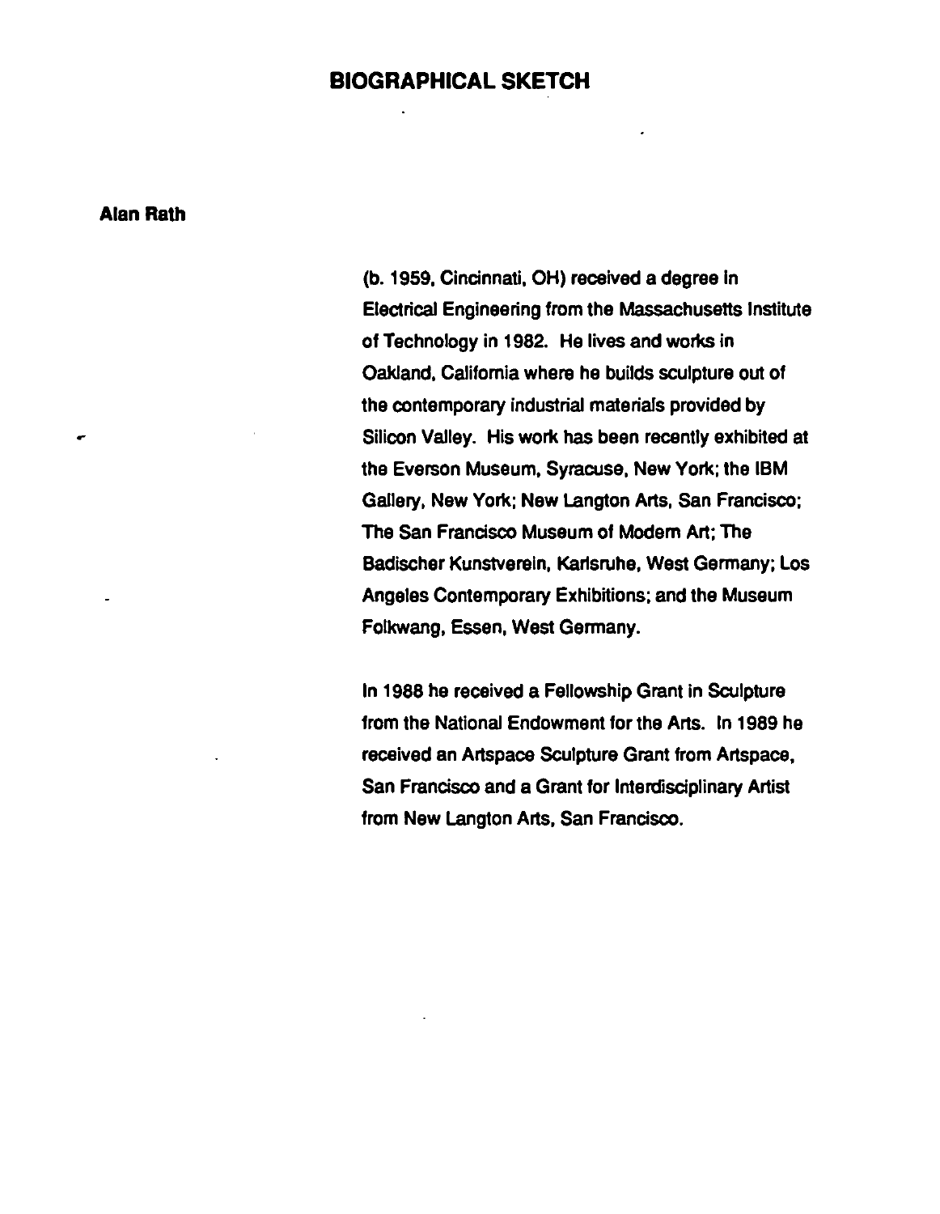# BIOGRAPHICAL SKETCH

**Alan Rath**

(b. 1959, Cincinnati, OH) received a degree in Electrical Engineering from the Massachusetts Institute of Technology in 1982. He lives and works in Oakland, California where he builds sculpture out of the contemporary industrial materials provided by Silicon Valley. His work has been recently exhibited at the Everson Museum, Syracuse, New York; the IBM Gallery, New York; New Langton Arts, San Francisco; The San Francisco Museum of Modern Art; The Badischer Kunstverein, Karlsruhe, West Germany; Los Angeles Contemporary Exhibitions; and the Museum Folkwang, Essen, West Germany.

In 1988 he received a Fellowship Grant in Sculpture from the National Endowment for the Arts. In 1989 he received an Artspace Sculpture Grant from Artspace, San Francisco and a Grant for Interdisciplinary Artist from New Langton Arts, San Francisco.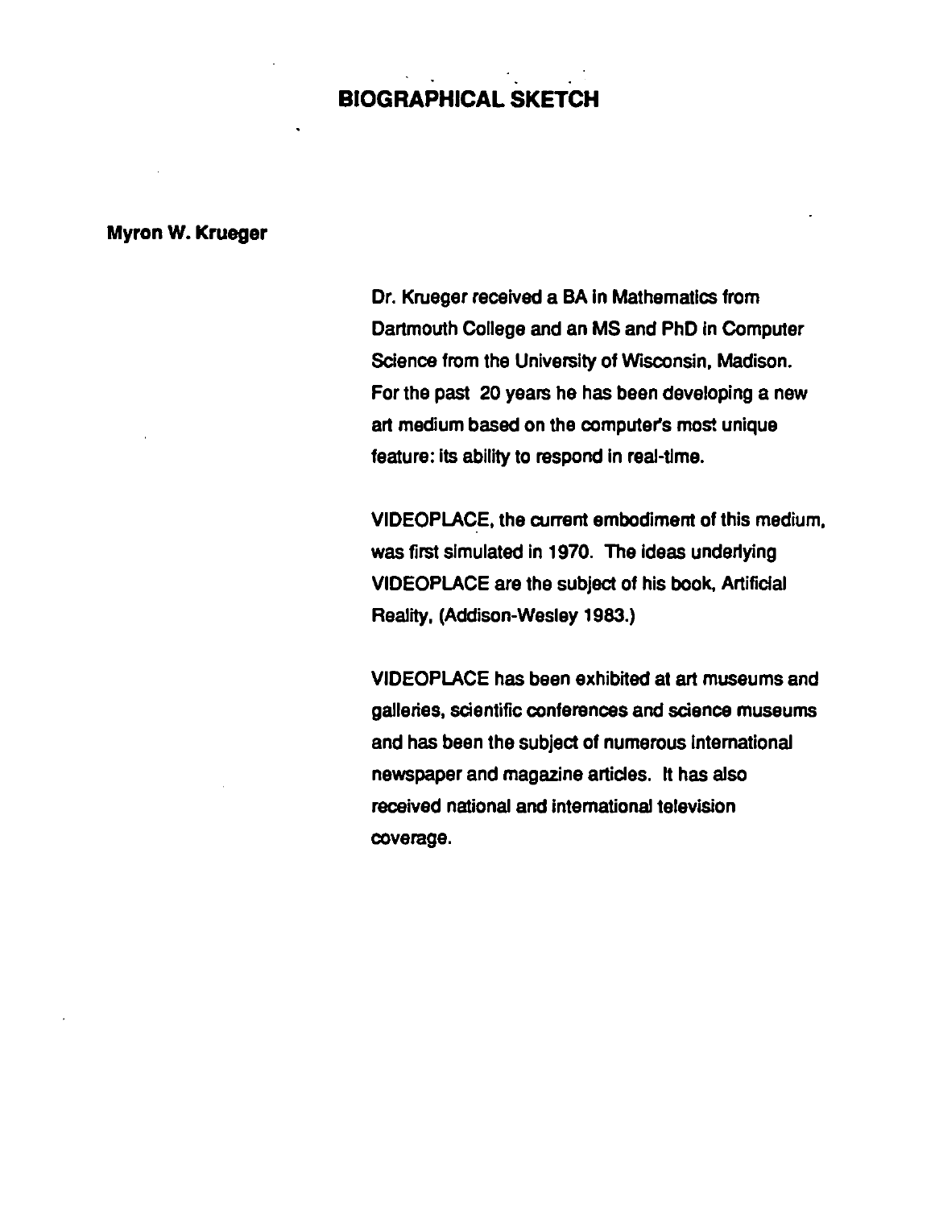# BIOGRAPHICAL SKETCH

**Myron W. Krueger**

Dr. Krueger received a BA in Mathematics from Dartmouth College and an MS and PhD in Computer Science from the University of Wisconsin, Madison. For the past 20 years he has been developing a new art medium based on the computer's most unique feature: its ability to respond in real-time.

VIDEOPLACE, the current embodiment of this medium, was first simulated in 1970. The ideas underlying VIDEOPLACE are the subject of his book, Artificial Reality, (Addison-Wesley 1983.)

VIDEOPLACE has been exhibited at art museums and galleries, scientific conferences and science museums and has been the subject of numerous international newspaper and magazine articles. It has also received national and international television coverage.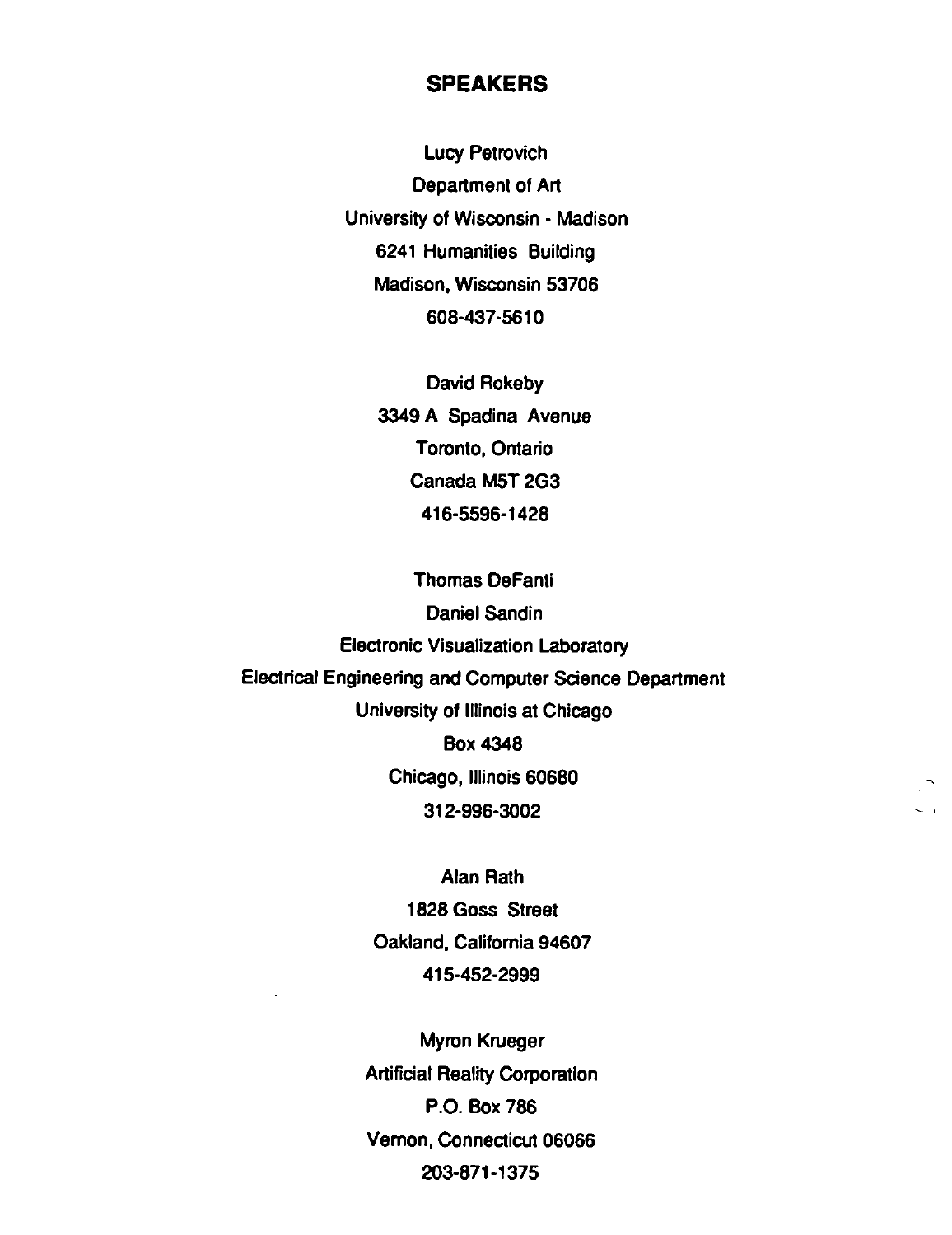## SPEAKERS

Lucy Petrovich
Department of Art
University of Wisconsin - Madison
6241 Humanities Building
Madison, Wisconsin 53706
608-437-5610

David Rokeby
3349 A Spadina Avenue
Toronto, Ontario
Canada M5T 2G3
416-5596-1428

Thomas DeFanti
Daniel Sandin
Electronic Visualization Laboratory
Electrical Engineering and Computer Science Department
University of Illinois at Chicago
Box 4348
Chicago, Illinois 60680
312-996-3002

Alan Rath
1828 Goss Street
Oakland, California 94607
415-452-2999

Myron Krueger
Artificial Reality Corporation
P.O. Box 786
Vernon, Connecticut 06066
203-871-1375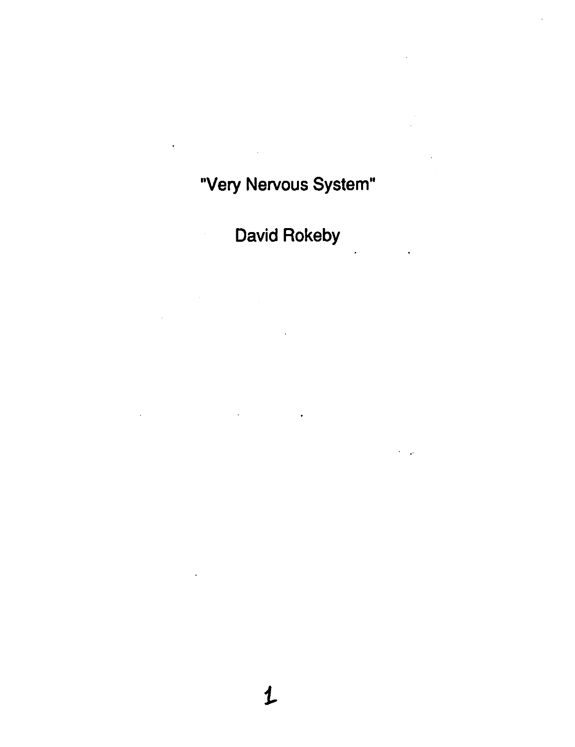# "Very Nervous System"

## David Rokeby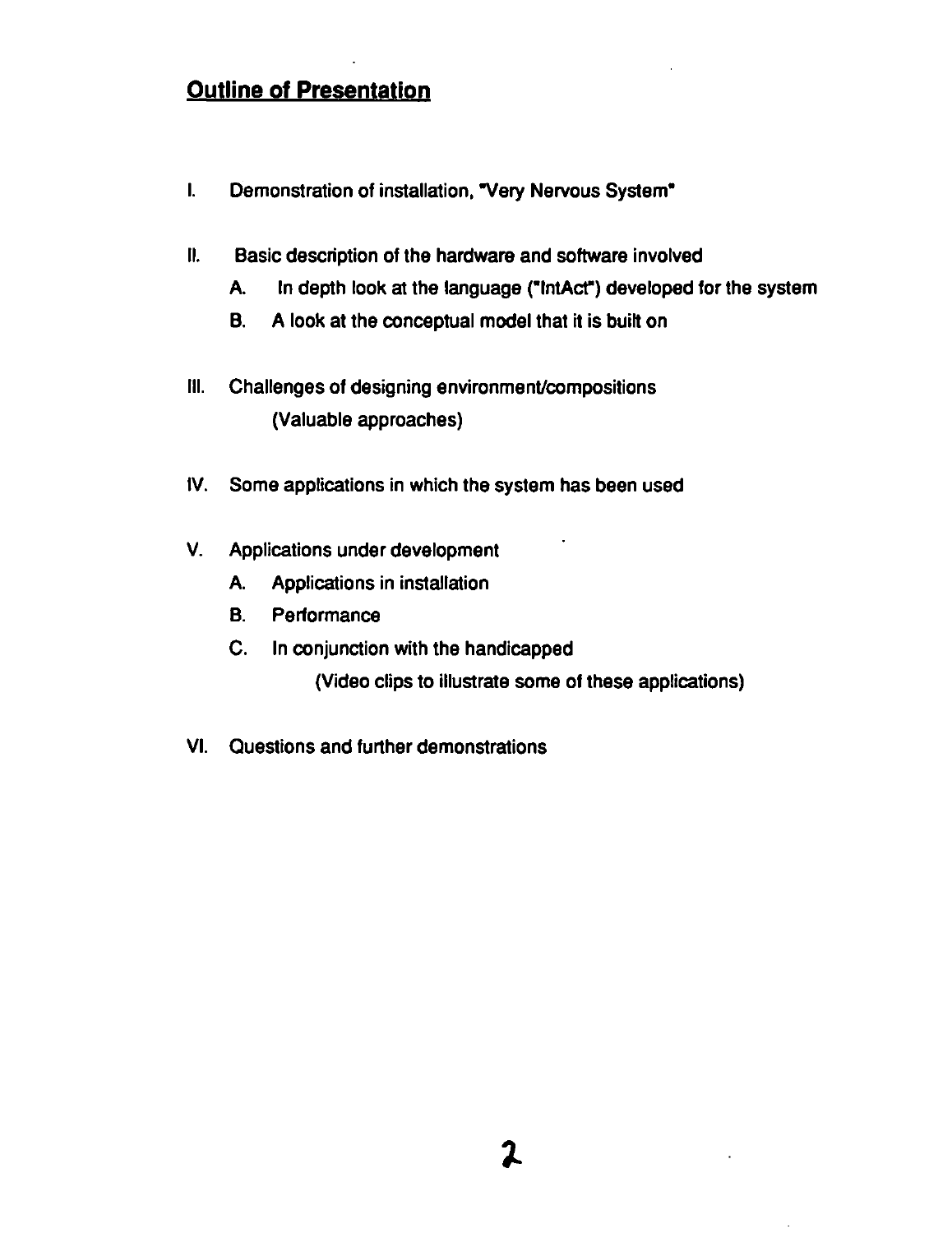## Outline of Presentation

I. Demonstration of installation, "Very Nervous System"

II. Basic description of the hardware and software involved

  A. In depth look at the language ("IntAct") developed for the system

  B. A look at the conceptual model that it is built on

III. Challenges of designing environment/compositions

  (Valuable approaches)

IV. Some applications in which the system has been used

V. Applications under development

  A. Applications in installation

  B. Performance

  C. In conjunction with the handicapped

    (Video clips to illustrate some of these applications)

VI. Questions and further demonstrations